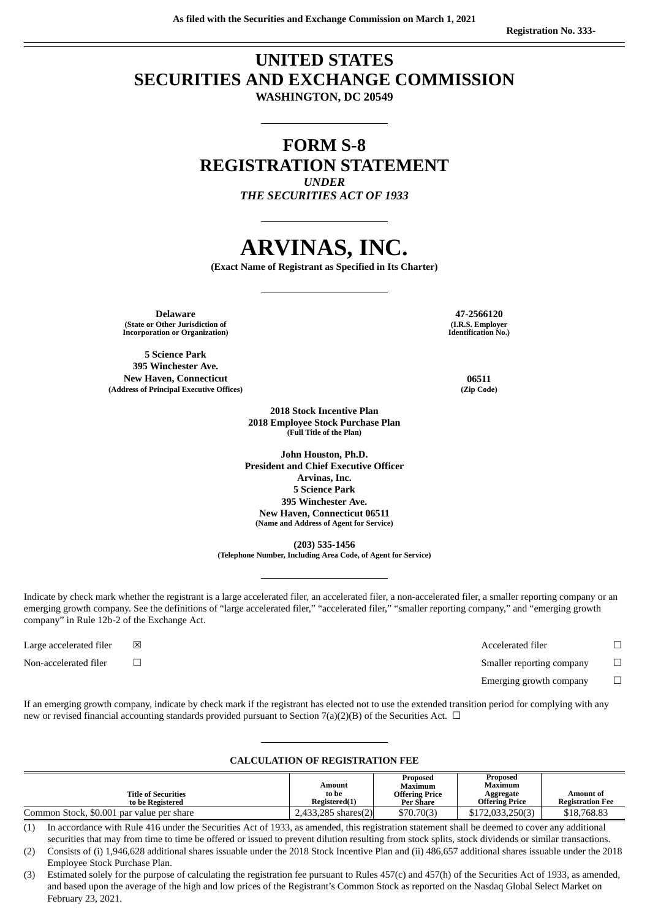As filed with the Securities and Exchange Commission on March 1, 2021

Registration No. 333-

# UNITED STATES
# SECURITIES AND EXCHANGE COMMISSION
**WASHINGTON, DC 20549**

---

# FORM S-8
# REGISTRATION STATEMENT
***UNDER***
***THE SECURITIES ACT OF 1933***

---

# ARVINAS, INC.
**(Exact Name of Registrant as Specified in Its Charter)**

---

| | |
|---|---|
| **Delaware**<br>**(State or Other Jurisdiction of Incorporation or Organization)** | **47-2566120**<br>**(I.R.S. Employer Identification No.)** |
| **5 Science Park**<br>**395 Winchester Ave.**<br>**New Haven, Connecticut**<br>**(Address of Principal Executive Offices)** | **06511**<br>**(Zip Code)** |

**2018 Stock Incentive Plan**
**2018 Employee Stock Purchase Plan**
**(Full Title of the Plan)**

**John Houston, Ph.D.**
**President and Chief Executive Officer**
**Arvinas, Inc.**
**5 Science Park**
**395 Winchester Ave.**
**New Haven, Connecticut 06511**
**(Name and Address of Agent for Service)**

**(203) 535-1456**
**(Telephone Number, Including Area Code, of Agent for Service)**

---

Indicate by check mark whether the registrant is a large accelerated filer, an accelerated filer, a non-accelerated filer, a smaller reporting company or an emerging growth company. See the definitions of "large accelerated filer," "accelerated filer," "smaller reporting company," and "emerging growth company" in Rule 12b-2 of the Exchange Act.

| | | | |
|---|---|---|---|
| Large accelerated filer | ☒ | Accelerated filer | ☐ |
| Non-accelerated filer | ☐ | Smaller reporting company | ☐ |
| | | Emerging growth company | ☐ |

If an emerging growth company, indicate by check mark if the registrant has elected not to use the extended transition period for complying with any new or revised financial accounting standards provided pursuant to Section 7(a)(2)(B) of the Securities Act. ☐

---

**CALCULATION OF REGISTRATION FEE**

| Title of Securities to be Registered | Amount to be Registered(1) | Proposed Maximum Offering Price Per Share | Proposed Maximum Aggregate Offering Price | Amount of Registration Fee |
|---|---|---|---|---|
| Common Stock, $0.001 par value per share | 2,433,285 shares(2) | $70.70(3) | $172,033,250(3) | $18,768.83 |

(1) In accordance with Rule 416 under the Securities Act of 1933, as amended, this registration statement shall be deemed to cover any additional securities that may from time to time be offered or issued to prevent dilution resulting from stock splits, stock dividends or similar transactions.

(2) Consists of (i) 1,946,628 additional shares issuable under the 2018 Stock Incentive Plan and (ii) 486,657 additional shares issuable under the 2018 Employee Stock Purchase Plan.

(3) Estimated solely for the purpose of calculating the registration fee pursuant to Rules 457(c) and 457(h) of the Securities Act of 1933, as amended, and based upon the average of the high and low prices of the Registrant's Common Stock as reported on the Nasdaq Global Select Market on February 23, 2021.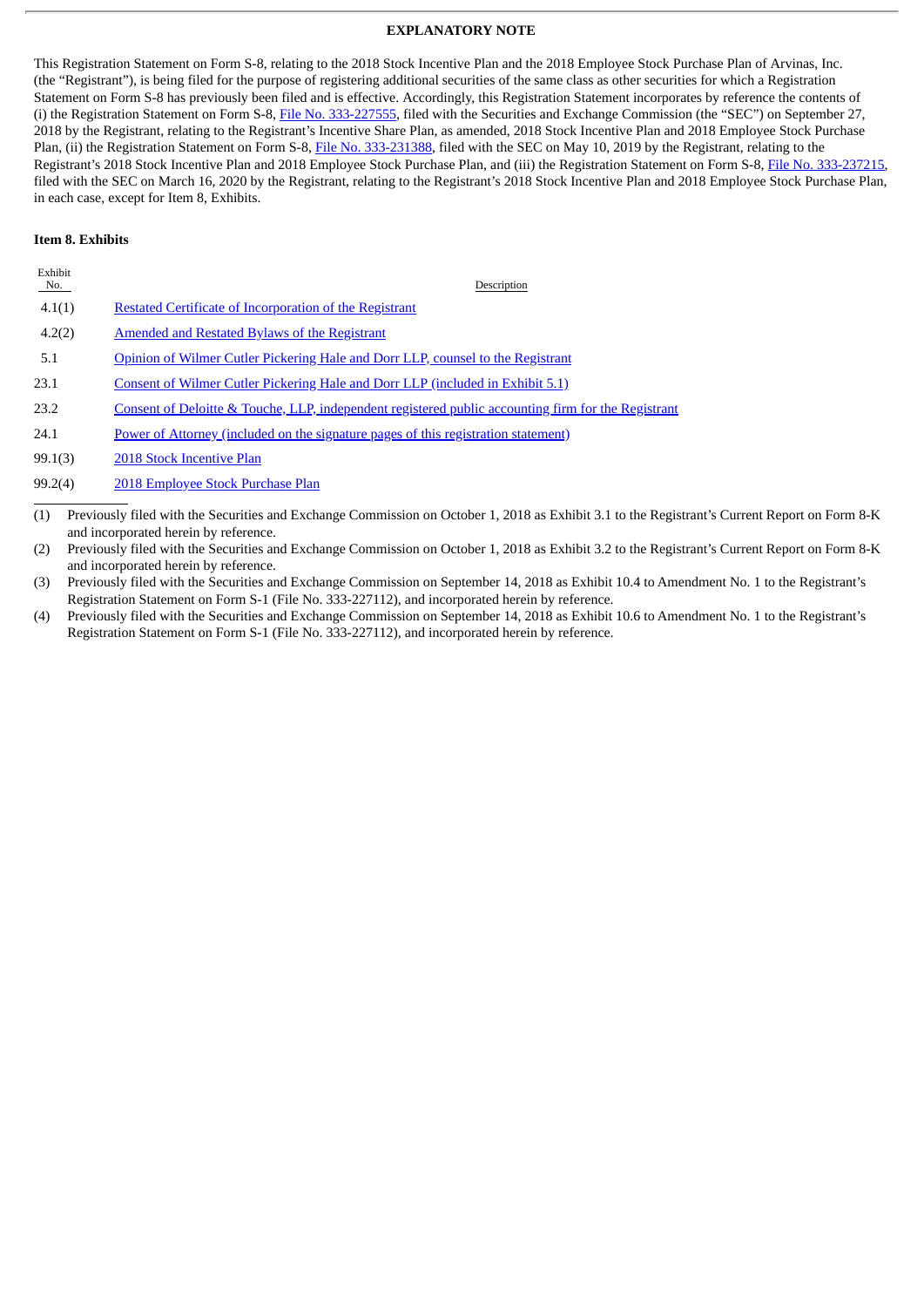## EXPLANATORY NOTE

This Registration Statement on Form S-8, relating to the 2018 Stock Incentive Plan and the 2018 Employee Stock Purchase Plan of Arvinas, Inc. (the "Registrant"), is being filed for the purpose of registering additional securities of the same class as other securities for which a Registration Statement on Form S-8 has previously been filed and is effective. Accordingly, this Registration Statement incorporates by reference the contents of (i) the Registration Statement on Form S-8, File No. 333-227555, filed with the Securities and Exchange Commission (the "SEC") on September 27, 2018 by the Registrant, relating to the Registrant's Incentive Share Plan, as amended, 2018 Stock Incentive Plan and 2018 Employee Stock Purchase Plan, (ii) the Registration Statement on Form S-8, File No. 333-231388, filed with the SEC on May 10, 2019 by the Registrant, relating to the Registrant's 2018 Stock Incentive Plan and 2018 Employee Stock Purchase Plan, and (iii) the Registration Statement on Form S-8, File No. 333-237215, filed with the SEC on March 16, 2020 by the Registrant, relating to the Registrant's 2018 Stock Incentive Plan and 2018 Employee Stock Purchase Plan, in each case, except for Item 8, Exhibits.

### Item 8. Exhibits

| Exhibit No. | Description |
|---|---|
| 4.1(1) | Restated Certificate of Incorporation of the Registrant |
| 4.2(2) | Amended and Restated Bylaws of the Registrant |
| 5.1 | Opinion of Wilmer Cutler Pickering Hale and Dorr LLP, counsel to the Registrant |
| 23.1 | Consent of Wilmer Cutler Pickering Hale and Dorr LLP (included in Exhibit 5.1) |
| 23.2 | Consent of Deloitte & Touche, LLP, independent registered public accounting firm for the Registrant |
| 24.1 | Power of Attorney (included on the signature pages of this registration statement) |
| 99.1(3) | 2018 Stock Incentive Plan |
| 99.2(4) | 2018 Employee Stock Purchase Plan |

(1) Previously filed with the Securities and Exchange Commission on October 1, 2018 as Exhibit 3.1 to the Registrant's Current Report on Form 8-K and incorporated herein by reference.

(2) Previously filed with the Securities and Exchange Commission on October 1, 2018 as Exhibit 3.2 to the Registrant's Current Report on Form 8-K and incorporated herein by reference.

(3) Previously filed with the Securities and Exchange Commission on September 14, 2018 as Exhibit 10.4 to Amendment No. 1 to the Registrant's Registration Statement on Form S-1 (File No. 333-227112), and incorporated herein by reference.

(4) Previously filed with the Securities and Exchange Commission on September 14, 2018 as Exhibit 10.6 to Amendment No. 1 to the Registrant's Registration Statement on Form S-1 (File No. 333-227112), and incorporated herein by reference.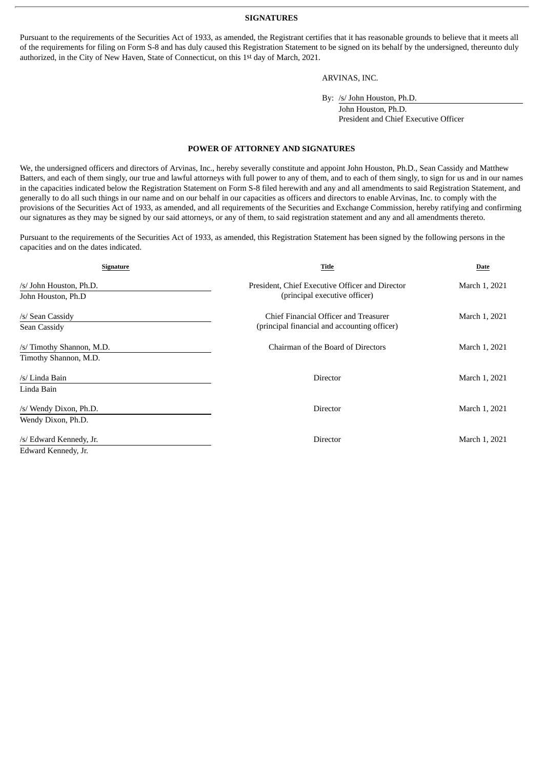**SIGNATURES**

Pursuant to the requirements of the Securities Act of 1933, as amended, the Registrant certifies that it has reasonable grounds to believe that it meets all of the requirements for filing on Form S-8 and has duly caused this Registration Statement to be signed on its behalf by the undersigned, thereunto duly authorized, in the City of New Haven, State of Connecticut, on this 1st day of March, 2021.

ARVINAS, INC.

By: /s/ John Houston, Ph.D.
John Houston, Ph.D.
President and Chief Executive Officer

**POWER OF ATTORNEY AND SIGNATURES**

We, the undersigned officers and directors of Arvinas, Inc., hereby severally constitute and appoint John Houston, Ph.D., Sean Cassidy and Matthew Batters, and each of them singly, our true and lawful attorneys with full power to any of them, and to each of them singly, to sign for us and in our names in the capacities indicated below the Registration Statement on Form S-8 filed herewith and any and all amendments to said Registration Statement, and generally to do all such things in our name and on our behalf in our capacities as officers and directors to enable Arvinas, Inc. to comply with the provisions of the Securities Act of 1933, as amended, and all requirements of the Securities and Exchange Commission, hereby ratifying and confirming our signatures as they may be signed by our said attorneys, or any of them, to said registration statement and any and all amendments thereto.

Pursuant to the requirements of the Securities Act of 1933, as amended, this Registration Statement has been signed by the following persons in the capacities and on the dates indicated.

| Signature | Title | Date |
|---|---|---|
| /s/ John Houston, Ph.D.<br>John Houston, Ph.D | President, Chief Executive Officer and Director<br>(principal executive officer) | March 1, 2021 |
| /s/ Sean Cassidy<br>Sean Cassidy | Chief Financial Officer and Treasurer<br>(principal financial and accounting officer) | March 1, 2021 |
| /s/ Timothy Shannon, M.D.<br>Timothy Shannon, M.D. | Chairman of the Board of Directors | March 1, 2021 |
| /s/ Linda Bain<br>Linda Bain | Director | March 1, 2021 |
| /s/ Wendy Dixon, Ph.D.<br>Wendy Dixon, Ph.D. | Director | March 1, 2021 |
| /s/ Edward Kennedy, Jr.<br>Edward Kennedy, Jr. | Director | March 1, 2021 |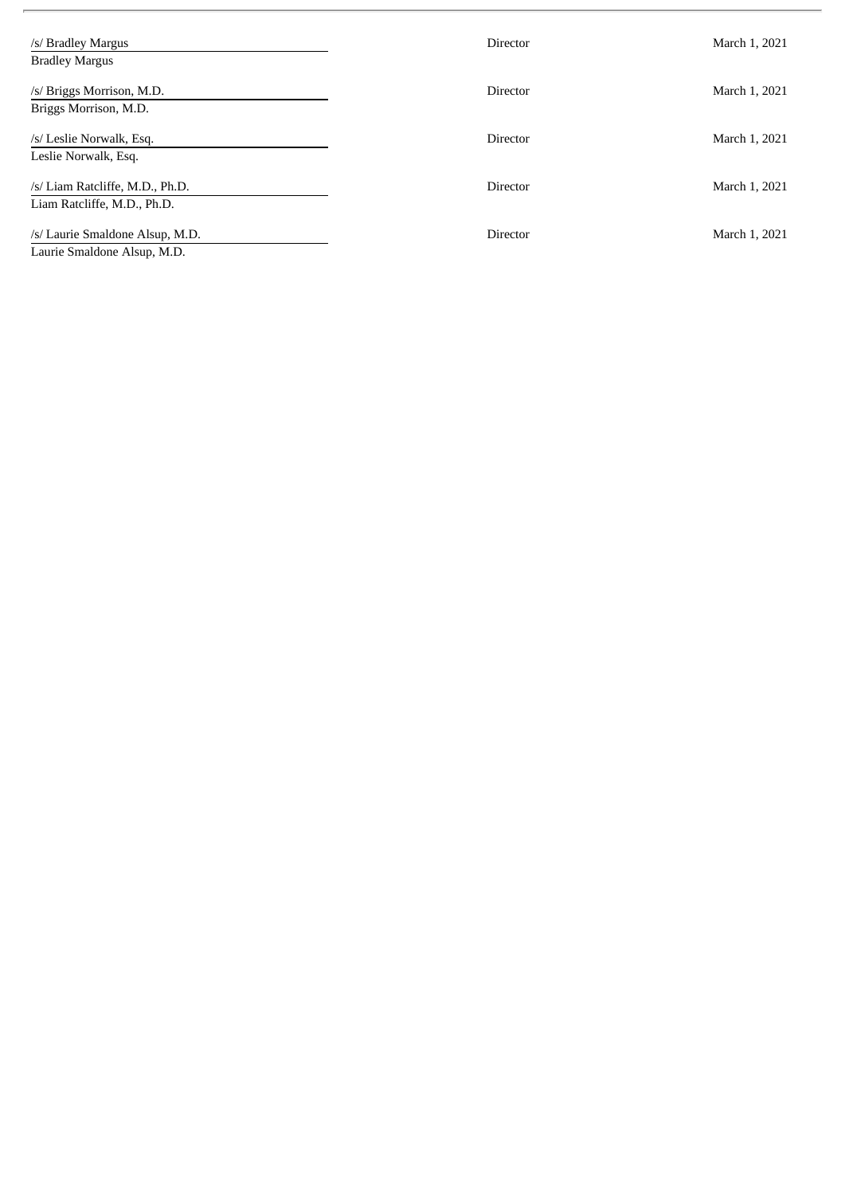| | | |
|---|---|---|
| /s/ Bradley Margus<br>Bradley Margus | Director | March 1, 2021 |
| /s/ Briggs Morrison, M.D.<br>Briggs Morrison, M.D. | Director | March 1, 2021 |
| /s/ Leslie Norwalk, Esq.<br>Leslie Norwalk, Esq. | Director | March 1, 2021 |
| /s/ Liam Ratcliffe, M.D., Ph.D.<br>Liam Ratcliffe, M.D., Ph.D. | Director | March 1, 2021 |
| /s/ Laurie Smaldone Alsup, M.D.<br>Laurie Smaldone Alsup, M.D. | Director | March 1, 2021 |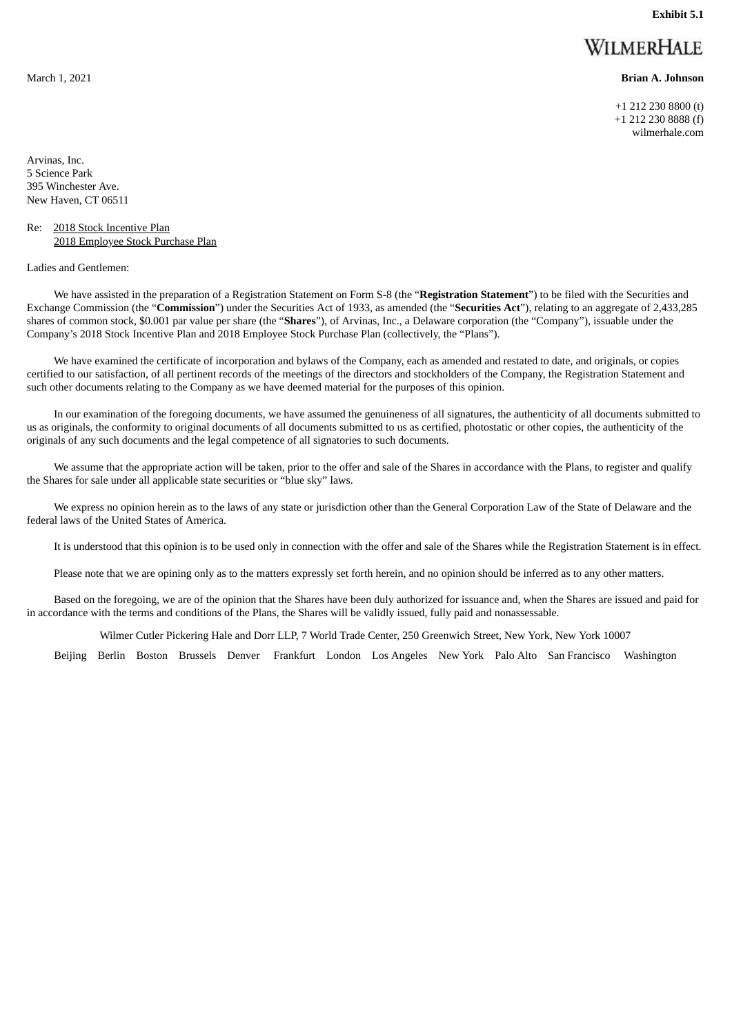**Exhibit 5.1**

WILMERHALE

March 1, 2021

**Brian A. Johnson**

+1 212 230 8800 (t)
+1 212 230 8888 (f)
wilmerhale.com

Arvinas, Inc.
5 Science Park
395 Winchester Ave.
New Haven, CT 06511

Re: 2018 Stock Incentive Plan
2018 Employee Stock Purchase Plan

Ladies and Gentlemen:

We have assisted in the preparation of a Registration Statement on Form S-8 (the "**Registration Statement**") to be filed with the Securities and Exchange Commission (the "**Commission**") under the Securities Act of 1933, as amended (the "**Securities Act**"), relating to an aggregate of 2,433,285 shares of common stock, $0.001 par value per share (the "**Shares**"), of Arvinas, Inc., a Delaware corporation (the "Company"), issuable under the Company's 2018 Stock Incentive Plan and 2018 Employee Stock Purchase Plan (collectively, the "Plans").

We have examined the certificate of incorporation and bylaws of the Company, each as amended and restated to date, and originals, or copies certified to our satisfaction, of all pertinent records of the meetings of the directors and stockholders of the Company, the Registration Statement and such other documents relating to the Company as we have deemed material for the purposes of this opinion.

In our examination of the foregoing documents, we have assumed the genuineness of all signatures, the authenticity of all documents submitted to us as originals, the conformity to original documents of all documents submitted to us as certified, photostatic or other copies, the authenticity of the originals of any such documents and the legal competence of all signatories to such documents.

We assume that the appropriate action will be taken, prior to the offer and sale of the Shares in accordance with the Plans, to register and qualify the Shares for sale under all applicable state securities or "blue sky" laws.

We express no opinion herein as to the laws of any state or jurisdiction other than the General Corporation Law of the State of Delaware and the federal laws of the United States of America.

It is understood that this opinion is to be used only in connection with the offer and sale of the Shares while the Registration Statement is in effect.

Please note that we are opining only as to the matters expressly set forth herein, and no opinion should be inferred as to any other matters.

Based on the foregoing, we are of the opinion that the Shares have been duly authorized for issuance and, when the Shares are issued and paid for in accordance with the terms and conditions of the Plans, the Shares will be validly issued, fully paid and nonassessable.

Wilmer Cutler Pickering Hale and Dorr LLP, 7 World Trade Center, 250 Greenwich Street, New York, New York 10007

Beijing Berlin Boston Brussels Denver Frankfurt London Los Angeles New York Palo Alto San Francisco Washington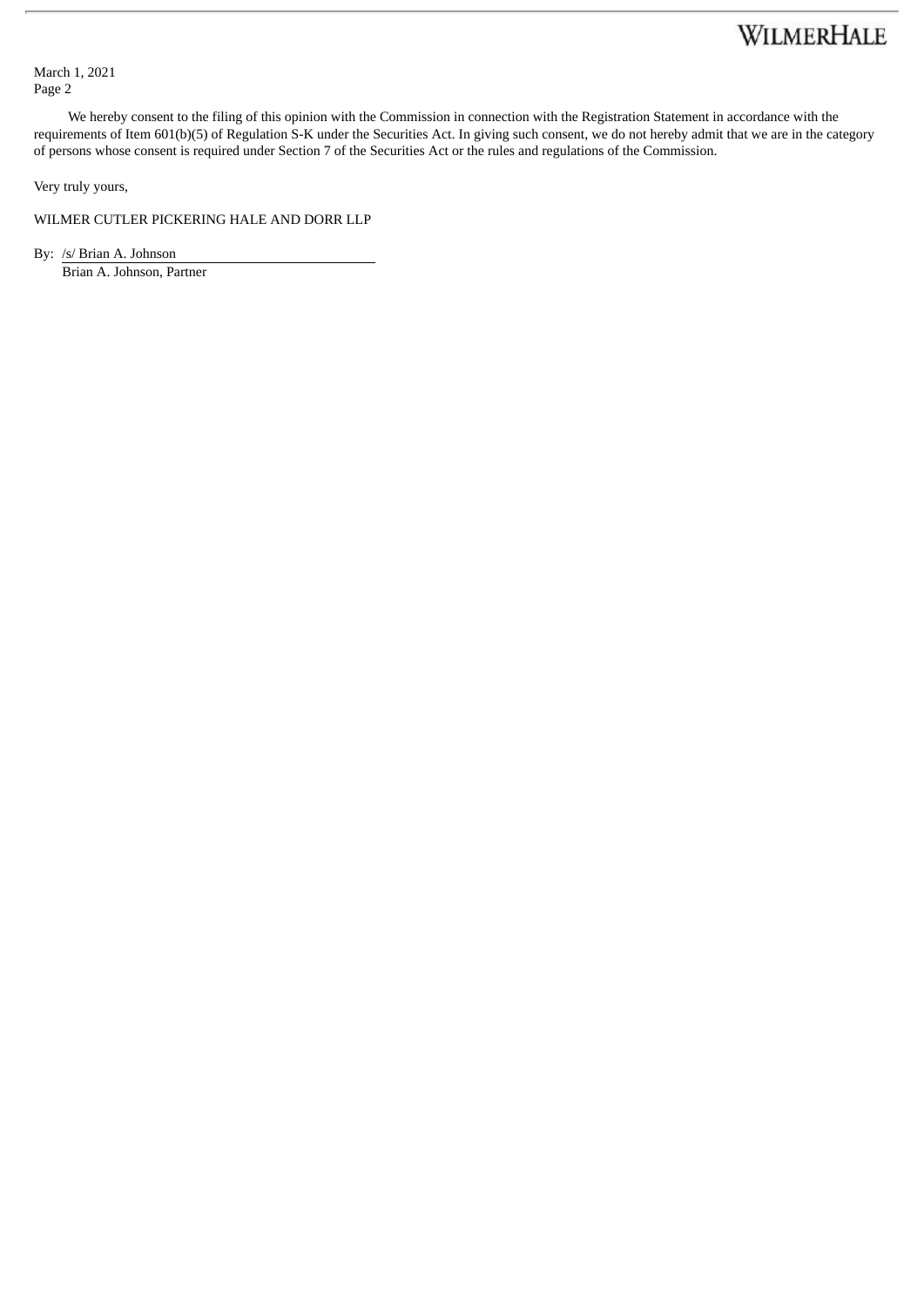We hereby consent to the filing of this opinion with the Commission in connection with the Registration Statement in accordance with the requirements of Item 601(b)(5) of Regulation S-K under the Securities Act. In giving such consent, we do not hereby admit that we are in the category of persons whose consent is required under Section 7 of the Securities Act or the rules and regulations of the Commission.

Very truly yours,

WILMER CUTLER PICKERING HALE AND DORR LLP

By: /s/ Brian A. Johnson
Brian A. Johnson, Partner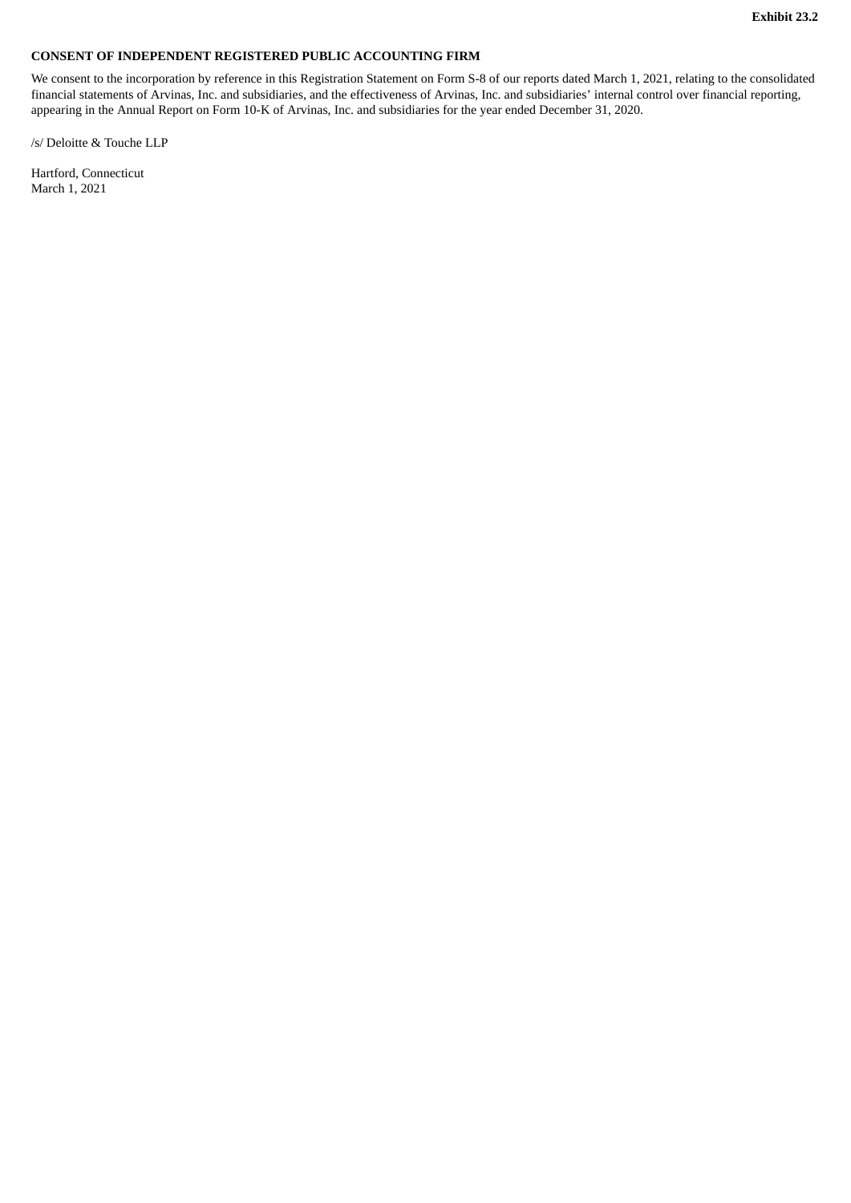**Exhibit 23.2**

**CONSENT OF INDEPENDENT REGISTERED PUBLIC ACCOUNTING FIRM**

We consent to the incorporation by reference in this Registration Statement on Form S-8 of our reports dated March 1, 2021, relating to the consolidated financial statements of Arvinas, Inc. and subsidiaries, and the effectiveness of Arvinas, Inc. and subsidiaries' internal control over financial reporting, appearing in the Annual Report on Form 10-K of Arvinas, Inc. and subsidiaries for the year ended December 31, 2020.

/s/ Deloitte & Touche LLP

Hartford, Connecticut
March 1, 2021